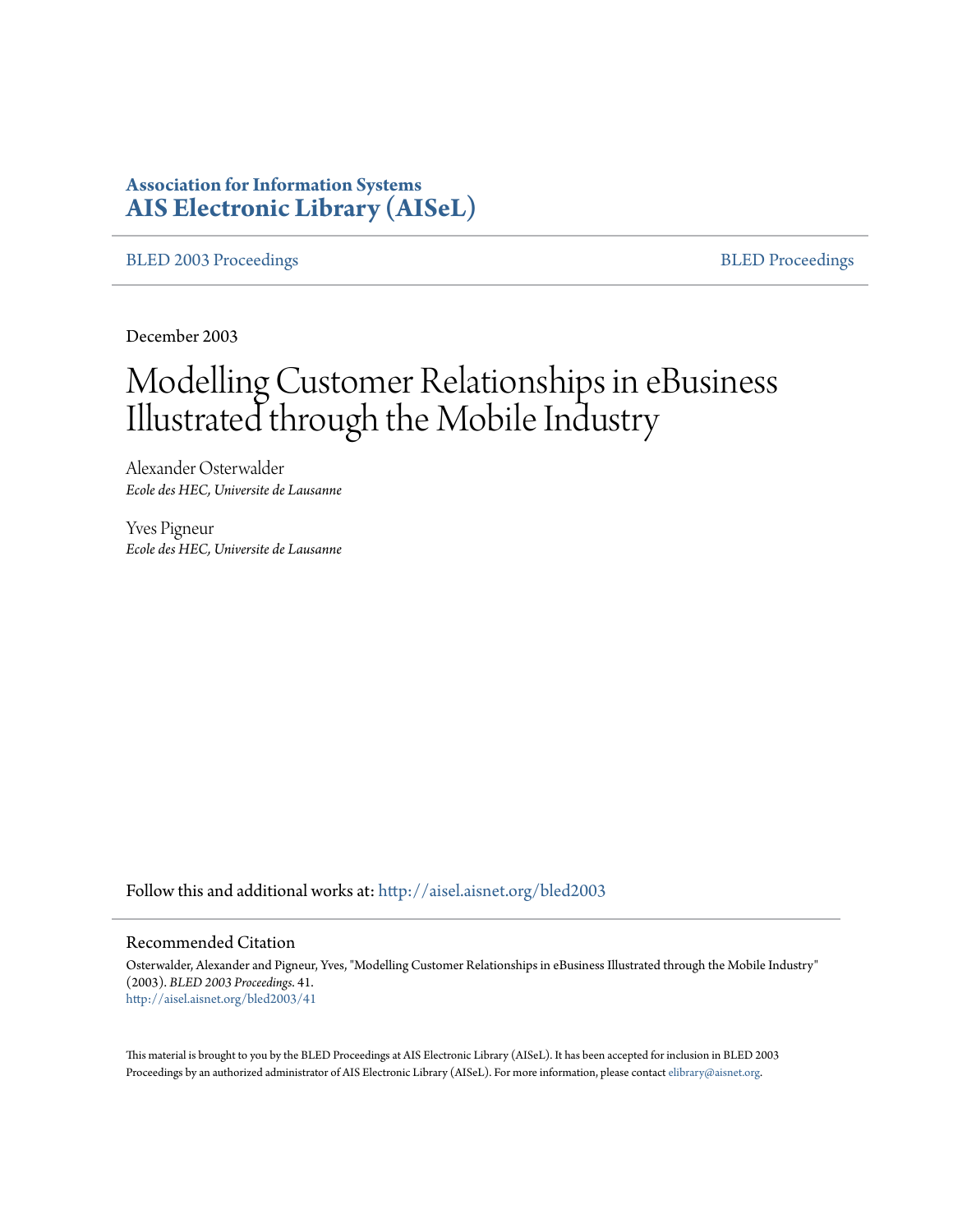**Association for Information Systems**
**[AIS Electronic Library (AISeL)](http://aisel.aisnet.org)**

BLED 2003 Proceedings | BLED Proceedings
--- | ---

December 2003

# Modelling Customer Relationships in eBusiness Illustrated through the Mobile Industry

Alexander Osterwalder
*Ecole des HEC, Universite de Lausanne*

Yves Pigneur
*Ecole des HEC, Universite de Lausanne*

Follow this and additional works at: http://aisel.aisnet.org/bled2003

## Recommended Citation

Osterwalder, Alexander and Pigneur, Yves, "Modelling Customer Relationships in eBusiness Illustrated through the Mobile Industry" (2003). *BLED 2003 Proceedings*. 41.
http://aisel.aisnet.org/bled2003/41

This material is brought to you by the BLED Proceedings at AIS Electronic Library (AISeL). It has been accepted for inclusion in BLED 2003 Proceedings by an authorized administrator of AIS Electronic Library (AISeL). For more information, please contact elibrary@aisnet.org.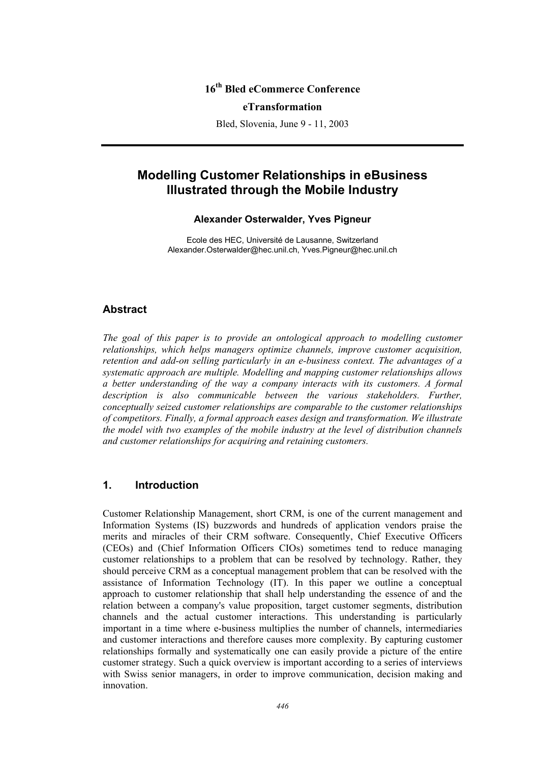**16th Bled eCommerce Conference**

**eTransformation**

Bled, Slovenia, June 9 - 11, 2003

# Modelling Customer Relationships in eBusiness Illustrated through the Mobile Industry

**Alexander Osterwalder, Yves Pigneur**

Ecole des HEC, Université de Lausanne, Switzerland
Alexander.Osterwalder@hec.unil.ch, Yves.Pigneur@hec.unil.ch

## Abstract

*The goal of this paper is to provide an ontological approach to modelling customer relationships, which helps managers optimize channels, improve customer acquisition, retention and add-on selling particularly in an e-business context. The advantages of a systematic approach are multiple. Modelling and mapping customer relationships allows a better understanding of the way a company interacts with its customers. A formal description is also communicable between the various stakeholders. Further, conceptually seized customer relationships are comparable to the customer relationships of competitors. Finally, a formal approach eases design and transformation. We illustrate the model with two examples of the mobile industry at the level of distribution channels and customer relationships for acquiring and retaining customers.*

## 1. Introduction

Customer Relationship Management, short CRM, is one of the current management and Information Systems (IS) buzzwords and hundreds of application vendors praise the merits and miracles of their CRM software. Consequently, Chief Executive Officers (CEOs) and (Chief Information Officers CIOs) sometimes tend to reduce managing customer relationships to a problem that can be resolved by technology. Rather, they should perceive CRM as a conceptual management problem that can be resolved with the assistance of Information Technology (IT). In this paper we outline a conceptual approach to customer relationship that shall help understanding the essence of and the relation between a company's value proposition, target customer segments, distribution channels and the actual customer interactions. This understanding is particularly important in a time where e-business multiplies the number of channels, intermediaries and customer interactions and therefore causes more complexity. By capturing customer relationships formally and systematically one can easily provide a picture of the entire customer strategy. Such a quick overview is important according to a series of interviews with Swiss senior managers, in order to improve communication, decision making and innovation.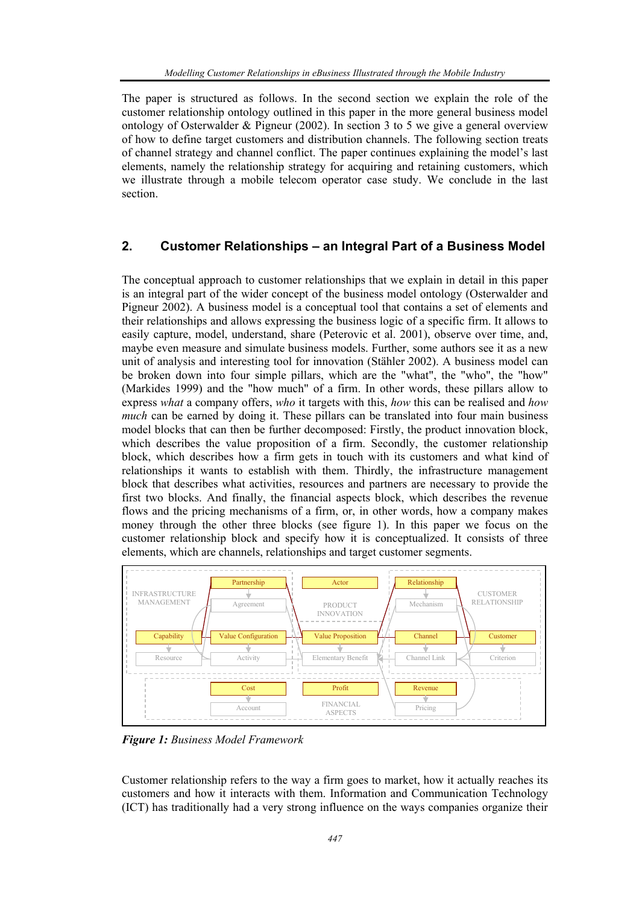The paper is structured as follows. In the second section we explain the role of the customer relationship ontology outlined in this paper in the more general business model ontology of Osterwalder & Pigneur (2002). In section 3 to 5 we give a general overview of how to define target customers and distribution channels. The following section treats of channel strategy and channel conflict. The paper continues explaining the model's last elements, namely the relationship strategy for acquiring and retaining customers, which we illustrate through a mobile telecom operator case study. We conclude in the last section.

## 2. Customer Relationships – an Integral Part of a Business Model

The conceptual approach to customer relationships that we explain in detail in this paper is an integral part of the wider concept of the business model ontology (Osterwalder and Pigneur 2002). A business model is a conceptual tool that contains a set of elements and their relationships and allows expressing the business logic of a specific firm. It allows to easily capture, model, understand, share (Peterovic et al. 2001), observe over time, and, maybe even measure and simulate business models. Further, some authors see it as a new unit of analysis and interesting tool for innovation (Stähler 2002). A business model can be broken down into four simple pillars, which are the "what", the "who", the "how" (Markides 1999) and the "how much" of a firm. In other words, these pillars allow to express *what* a company offers, *who* it targets with this, *how* this can be realised and *how much* can be earned by doing it. These pillars can be translated into four main business model blocks that can then be further decomposed: Firstly, the product innovation block, which describes the value proposition of a firm. Secondly, the customer relationship block, which describes how a firm gets in touch with its customers and what kind of relationships it wants to establish with them. Thirdly, the infrastructure management block that describes what activities, resources and partners are necessary to provide the first two blocks. And finally, the financial aspects block, which describes the revenue flows and the pricing mechanisms of a firm, or, in other words, how a company makes money through the other three blocks (see figure 1). In this paper we focus on the customer relationship block and specify how it is conceptualized. It consists of three elements, which are channels, relationships and target customer segments.

INFRASTRUCTURE MANAGEMENT: Partnership → Agreement; Capability → Resource; Value Configuration → Activity

PRODUCT INNOVATION: Actor; Value Proposition → Elementary Benefit

CUSTOMER RELATIONSHIP: Relationship → Mechanism; Channel → Channel Link; Customer → Criterion

FINANCIAL ASPECTS: Cost → Account; Profit; Revenue → Pricing

***Figure 1:*** *Business Model Framework*

Customer relationship refers to the way a firm goes to market, how it actually reaches its customers and how it interacts with them. Information and Communication Technology (ICT) has traditionally had a very strong influence on the ways companies organize their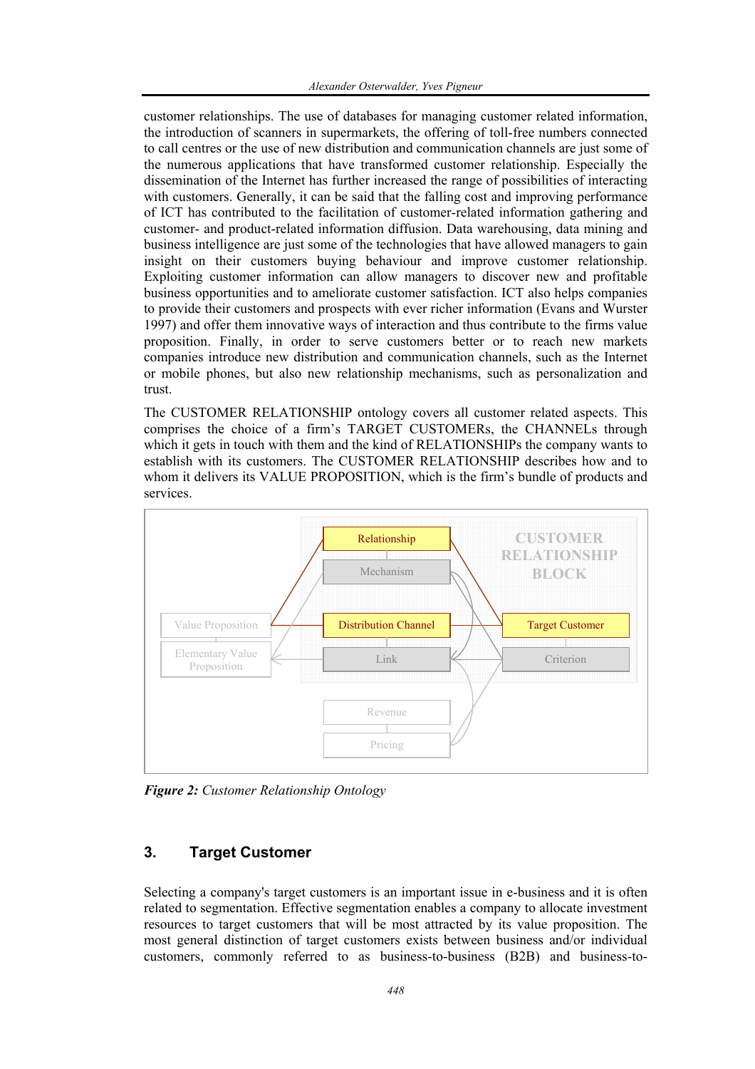customer relationships. The use of databases for managing customer related information, the introduction of scanners in supermarkets, the offering of toll-free numbers connected to call centres or the use of new distribution and communication channels are just some of the numerous applications that have transformed customer relationship. Especially the dissemination of the Internet has further increased the range of possibilities of interacting with customers. Generally, it can be said that the falling cost and improving performance of ICT has contributed to the facilitation of customer-related information gathering and customer- and product-related information diffusion. Data warehousing, data mining and business intelligence are just some of the technologies that have allowed managers to gain insight on their customers buying behaviour and improve customer relationship. Exploiting customer information can allow managers to discover new and profitable business opportunities and to ameliorate customer satisfaction. ICT also helps companies to provide their customers and prospects with ever richer information (Evans and Wurster 1997) and offer them innovative ways of interaction and thus contribute to the firms value proposition. Finally, in order to serve customers better or to reach new markets companies introduce new distribution and communication channels, such as the Internet or mobile phones, but also new relationship mechanisms, such as personalization and trust.

The CUSTOMER RELATIONSHIP ontology covers all customer related aspects. This comprises the choice of a firm's TARGET CUSTOMERs, the CHANNELs through which it gets in touch with them and the kind of RELATIONSHIPs the company wants to establish with its customers. The CUSTOMER RELATIONSHIP describes how and to whom it delivers its VALUE PROPOSITION, which is the firm's bundle of products and services.

***Figure 2:*** *Customer Relationship Ontology*

## 3. Target Customer

Selecting a company's target customers is an important issue in e-business and it is often related to segmentation. Effective segmentation enables a company to allocate investment resources to target customers that will be most attracted by its value proposition. The most general distinction of target customers exists between business and/or individual customers, commonly referred to as business-to-business (B2B) and business-to-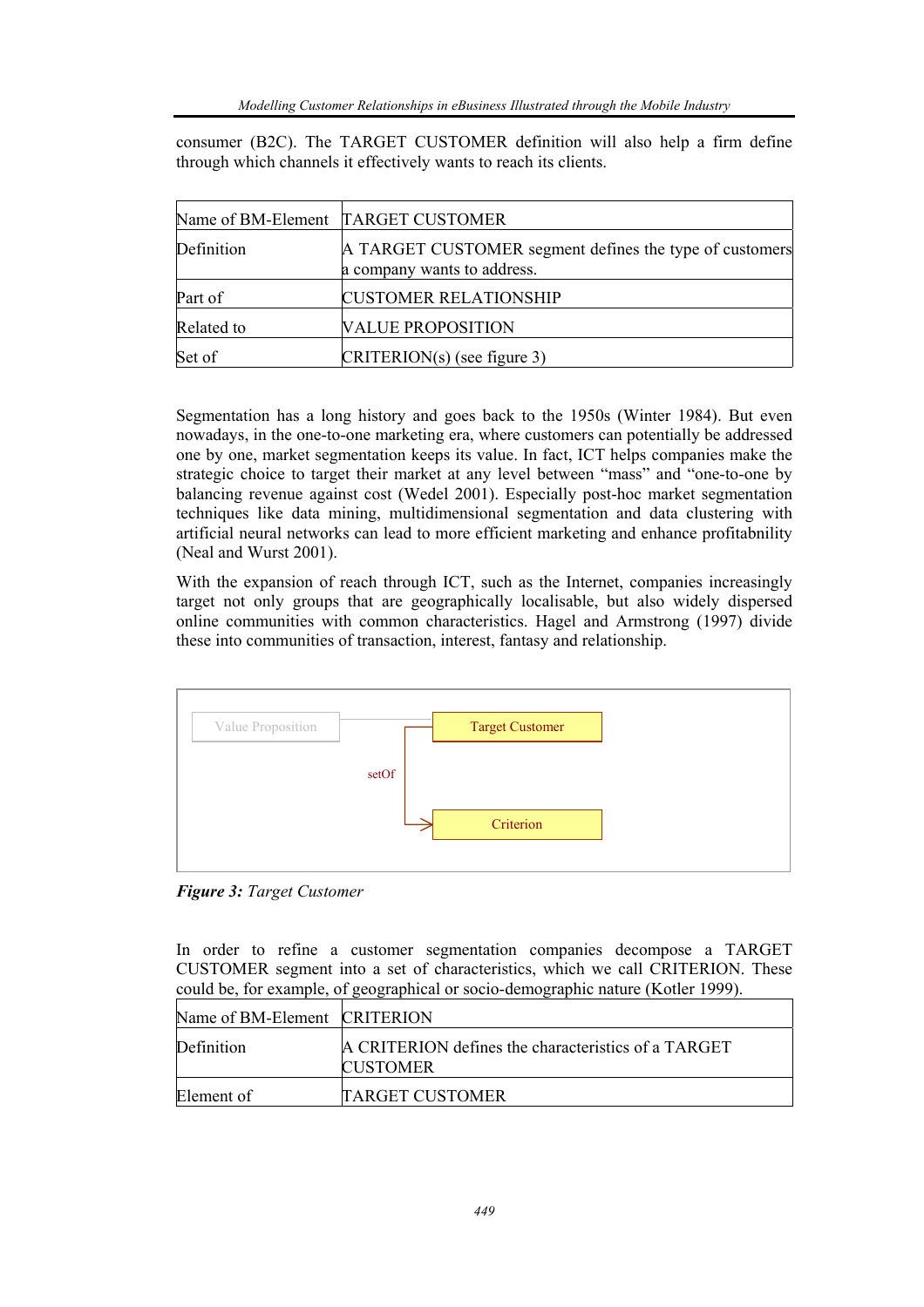consumer (B2C). The TARGET CUSTOMER definition will also help a firm define through which channels it effectively wants to reach its clients.

| Name of BM-Element | TARGET CUSTOMER |
|---|---|
| Definition | A TARGET CUSTOMER segment defines the type of customers a company wants to address. |
| Part of | CUSTOMER RELATIONSHIP |
| Related to | VALUE PROPOSITION |
| Set of | CRITERION(s) (see figure 3) |

Segmentation has a long history and goes back to the 1950s (Winter 1984). But even nowadays, in the one-to-one marketing era, where customers can potentially be addressed one by one, market segmentation keeps its value. In fact, ICT helps companies make the strategic choice to target their market at any level between "mass" and "one-to-one by balancing revenue against cost (Wedel 2001). Especially post-hoc market segmentation techniques like data mining, multidimensional segmentation and data clustering with artificial neural networks can lead to more efficient marketing and enhance profitabnility (Neal and Wurst 2001).

With the expansion of reach through ICT, such as the Internet, companies increasingly target not only groups that are geographically localisable, but also widely dispersed online communities with common characteristics. Hagel and Armstrong (1997) divide these into communities of transaction, interest, fantasy and relationship.

Value Proposition — Target Customer — setOf — Criterion

***Figure 3:*** *Target Customer*

In order to refine a customer segmentation companies decompose a TARGET CUSTOMER segment into a set of characteristics, which we call CRITERION. These could be, for example, of geographical or socio-demographic nature (Kotler 1999).

| Name of BM-Element | CRITERION |
|---|---|
| Definition | A CRITERION defines the characteristics of a TARGET CUSTOMER |
| Element of | TARGET CUSTOMER |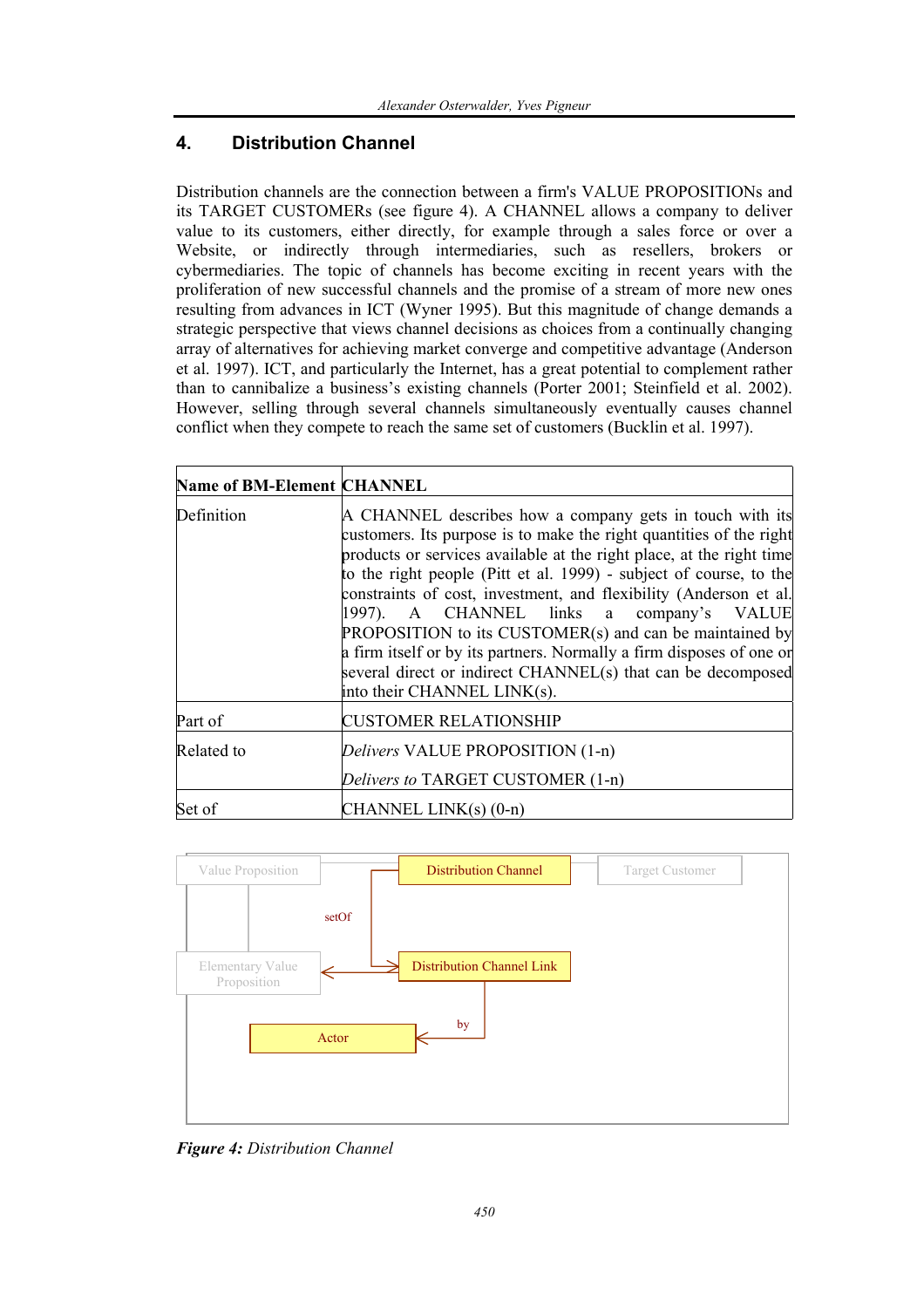## 4. Distribution Channel

Distribution channels are the connection between a firm's VALUE PROPOSITIONs and its TARGET CUSTOMERs (see figure 4). A CHANNEL allows a company to deliver value to its customers, either directly, for example through a sales force or over a Website, or indirectly through intermediaries, such as resellers, brokers or cybermediaries. The topic of channels has become exciting in recent years with the proliferation of new successful channels and the promise of a stream of more new ones resulting from advances in ICT (Wyner 1995). But this magnitude of change demands a strategic perspective that views channel decisions as choices from a continually changing array of alternatives for achieving market converge and competitive advantage (Anderson et al. 1997). ICT, and particularly the Internet, has a great potential to complement rather than to cannibalize a business's existing channels (Porter 2001; Steinfield et al. 2002). However, selling through several channels simultaneously eventually causes channel conflict when they compete to reach the same set of customers (Bucklin et al. 1997).

| **Name of BM-Element** | **CHANNEL** |
|---|---|
| Definition | A CHANNEL describes how a company gets in touch with its customers. Its purpose is to make the right quantities of the right products or services available at the right place, at the right time to the right people (Pitt et al. 1999) - subject of course, to the constraints of cost, investment, and flexibility (Anderson et al. 1997). A CHANNEL links a company's VALUE PROPOSITION to its CUSTOMER(s) and can be maintained by a firm itself or by its partners. Normally a firm disposes of one or several direct or indirect CHANNEL(s) that can be decomposed into their CHANNEL LINK(s). |
| Part of | CUSTOMER RELATIONSHIP |
| Related to | *Delivers* VALUE PROPOSITION (1-n)<br>*Delivers to* TARGET CUSTOMER (1-n) |
| Set of | CHANNEL LINK(s) (0-n) |

***Figure 4:*** *Distribution Channel*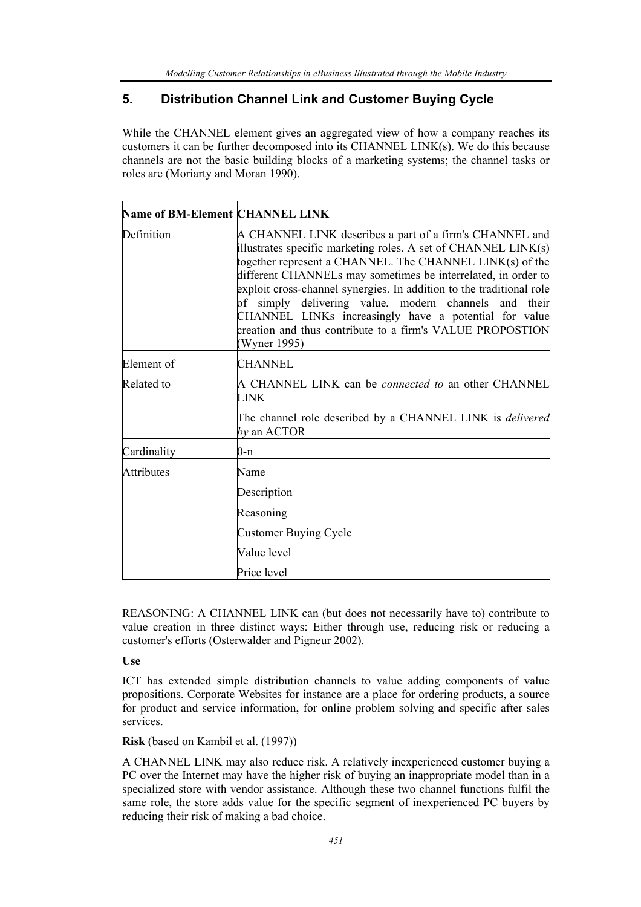## 5. Distribution Channel Link and Customer Buying Cycle

While the CHANNEL element gives an aggregated view of how a company reaches its customers it can be further decomposed into its CHANNEL LINK(s). We do this because channels are not the basic building blocks of a marketing systems; the channel tasks or roles are (Moriarty and Moran 1990).

| Name of BM-Element | CHANNEL LINK |
|---|---|
| Definition | A CHANNEL LINK describes a part of a firm's CHANNEL and illustrates specific marketing roles. A set of CHANNEL LINK(s) together represent a CHANNEL. The CHANNEL LINK(s) of the different CHANNELs may sometimes be interrelated, in order to exploit cross-channel synergies. In addition to the traditional role of simply delivering value, modern channels and their CHANNEL LINKs increasingly have a potential for value creation and thus contribute to a firm's VALUE PROPOSTION (Wyner 1995) |
| Element of | CHANNEL |
| Related to | A CHANNEL LINK can be *connected to* an other CHANNEL LINK<br><br>The channel role described by a CHANNEL LINK is *delivered by* an ACTOR |
| Cardinality | 0-n |
| Attributes | Name<br>Description<br>Reasoning<br>Customer Buying Cycle<br>Value level<br>Price level |

REASONING: A CHANNEL LINK can (but does not necessarily have to) contribute to value creation in three distinct ways: Either through use, reducing risk or reducing a customer's efforts (Osterwalder and Pigneur 2002).

**Use**

ICT has extended simple distribution channels to value adding components of value propositions. Corporate Websites for instance are a place for ordering products, a source for product and service information, for online problem solving and specific after sales services.

**Risk** (based on Kambil et al. (1997))

A CHANNEL LINK may also reduce risk. A relatively inexperienced customer buying a PC over the Internet may have the higher risk of buying an inappropriate model than in a specialized store with vendor assistance. Although these two channel functions fulfil the same role, the store adds value for the specific segment of inexperienced PC buyers by reducing their risk of making a bad choice.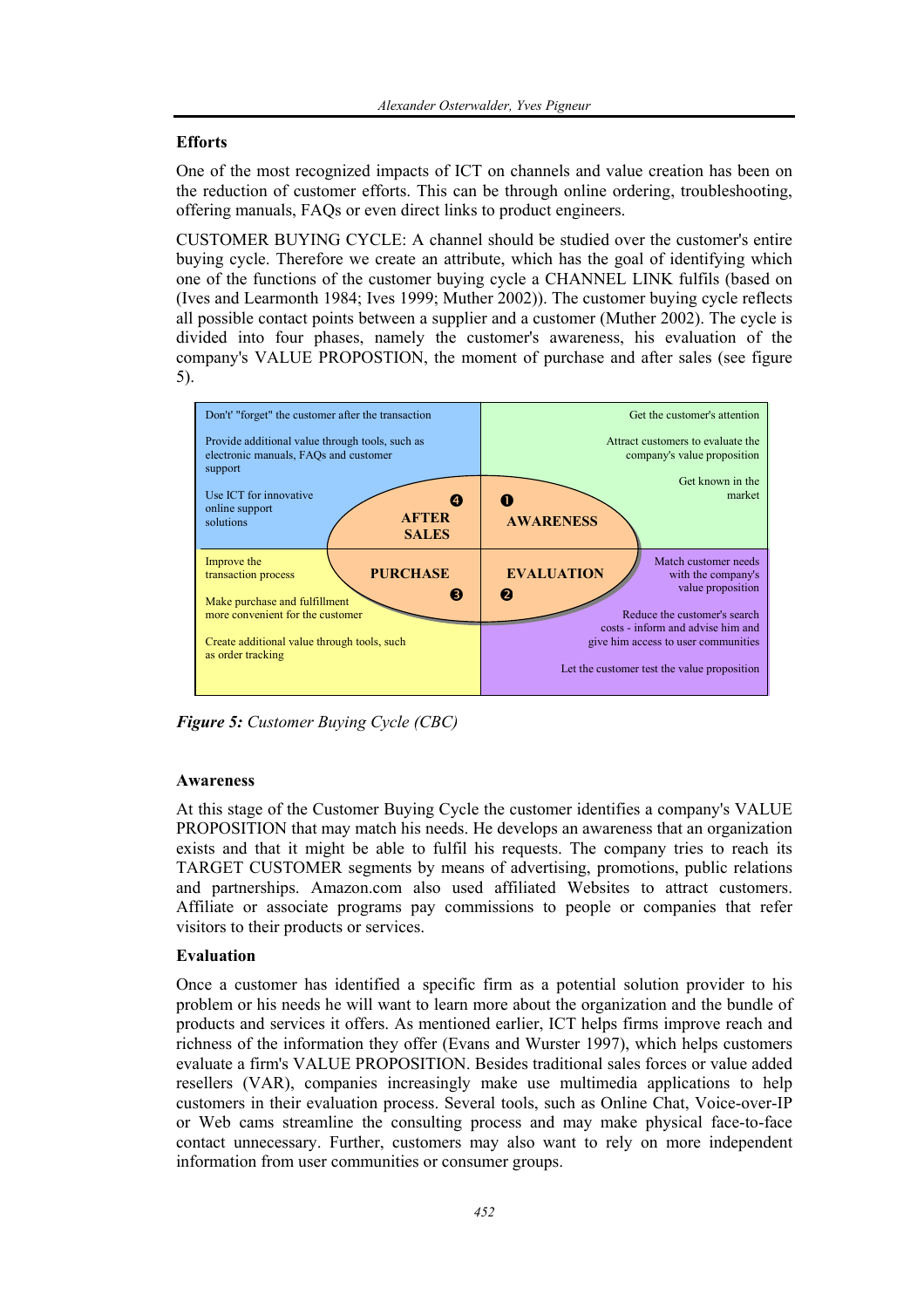### Efforts

One of the most recognized impacts of ICT on channels and value creation has been on the reduction of customer efforts. This can be through online ordering, troubleshooting, offering manuals, FAQs or even direct links to product engineers.

CUSTOMER BUYING CYCLE: A channel should be studied over the customer's entire buying cycle. Therefore we create an attribute, which has the goal of identifying which one of the functions of the customer buying cycle a CHANNEL LINK fulfils (based on (Ives and Learmonth 1984; Ives 1999; Muther 2002)). The customer buying cycle reflects all possible contact points between a supplier and a customer (Muther 2002). The cycle is divided into four phases, namely the customer's awareness, his evaluation of the company's VALUE PROPOSTION, the moment of purchase and after sales (see figure 5).

| ❹ AFTER SALES | ❶ AWARENESS |
|---|---|
| Don't' "forget" the customer after the transaction<br>Provide additional value through tools, such as electronic manuals, FAQs and customer support<br>Use ICT for innovative online support solutions | Get the customer's attention<br>Attract customers to evaluate the company's value proposition<br>Get known in the market |
| **❸ PURCHASE** | **❷ EVALUATION** |
| Improve the transaction process<br>Make purchase and fulfillment more convenient for the customer<br>Create additional value through tools, such as order tracking | Match customer needs with the company's value proposition<br>Reduce the customer's search costs - inform and advise him and give him access to user communities<br>Let the customer test the value proposition |

***Figure 5:*** *Customer Buying Cycle (CBC)*

### Awareness

At this stage of the Customer Buying Cycle the customer identifies a company's VALUE PROPOSITION that may match his needs. He develops an awareness that an organization exists and that it might be able to fulfil his requests. The company tries to reach its TARGET CUSTOMER segments by means of advertising, promotions, public relations and partnerships. Amazon.com also used affiliated Websites to attract customers. Affiliate or associate programs pay commissions to people or companies that refer visitors to their products or services.

### Evaluation

Once a customer has identified a specific firm as a potential solution provider to his problem or his needs he will want to learn more about the organization and the bundle of products and services it offers. As mentioned earlier, ICT helps firms improve reach and richness of the information they offer (Evans and Wurster 1997), which helps customers evaluate a firm's VALUE PROPOSITION. Besides traditional sales forces or value added resellers (VAR), companies increasingly make use multimedia applications to help customers in their evaluation process. Several tools, such as Online Chat, Voice-over-IP or Web cams streamline the consulting process and may make physical face-to-face contact unnecessary. Further, customers may also want to rely on more independent information from user communities or consumer groups.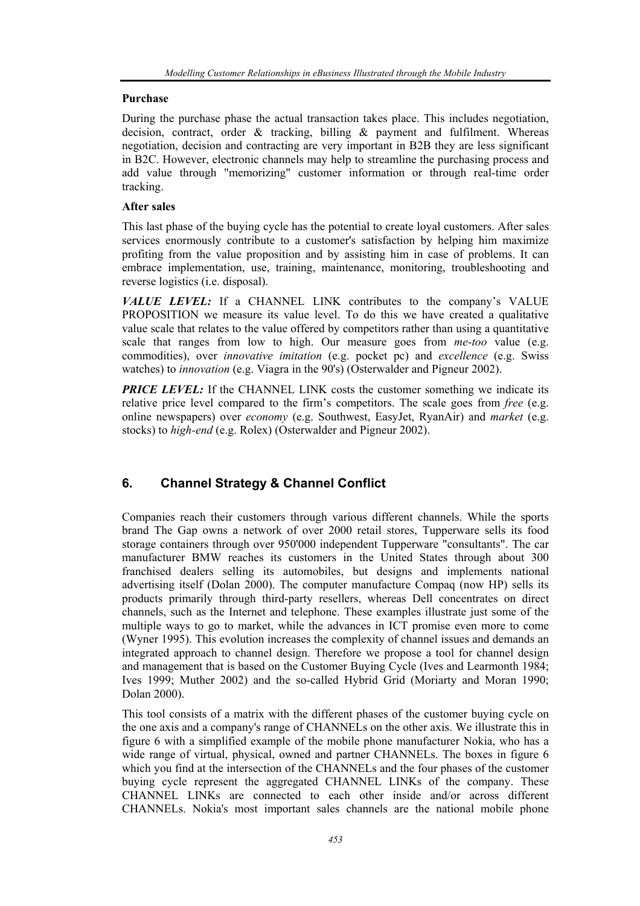**Purchase**

During the purchase phase the actual transaction takes place. This includes negotiation, decision, contract, order & tracking, billing & payment and fulfilment. Whereas negotiation, decision and contracting are very important in B2B they are less significant in B2C. However, electronic channels may help to streamline the purchasing process and add value through "memorizing" customer information or through real-time order tracking.

**After sales**

This last phase of the buying cycle has the potential to create loyal customers. After sales services enormously contribute to a customer's satisfaction by helping him maximize profiting from the value proposition and by assisting him in case of problems. It can embrace implementation, use, training, maintenance, monitoring, troubleshooting and reverse logistics (i.e. disposal).

***VALUE LEVEL:*** If a CHANNEL LINK contributes to the company's VALUE PROPOSITION we measure its value level. To do this we have created a qualitative value scale that relates to the value offered by competitors rather than using a quantitative scale that ranges from low to high. Our measure goes from *me-too* value (e.g. commodities), over *innovative imitation* (e.g. pocket pc) and *excellence* (e.g. Swiss watches) to *innovation* (e.g. Viagra in the 90's) (Osterwalder and Pigneur 2002).

***PRICE LEVEL:*** If the CHANNEL LINK costs the customer something we indicate its relative price level compared to the firm's competitors. The scale goes from *free* (e.g. online newspapers) over *economy* (e.g. Southwest, EasyJet, RyanAir) and *market* (e.g. stocks) to *high-end* (e.g. Rolex) (Osterwalder and Pigneur 2002).

## 6. Channel Strategy & Channel Conflict

Companies reach their customers through various different channels. While the sports brand The Gap owns a network of over 2000 retail stores, Tupperware sells its food storage containers through over 950'000 independent Tupperware "consultants". The car manufacturer BMW reaches its customers in the United States through about 300 franchised dealers selling its automobiles, but designs and implements national advertising itself (Dolan 2000). The computer manufacture Compaq (now HP) sells its products primarily through third-party resellers, whereas Dell concentrates on direct channels, such as the Internet and telephone. These examples illustrate just some of the multiple ways to go to market, while the advances in ICT promise even more to come (Wyner 1995). This evolution increases the complexity of channel issues and demands an integrated approach to channel design. Therefore we propose a tool for channel design and management that is based on the Customer Buying Cycle (Ives and Learmonth 1984; Ives 1999; Muther 2002) and the so-called Hybrid Grid (Moriarty and Moran 1990; Dolan 2000).

This tool consists of a matrix with the different phases of the customer buying cycle on the one axis and a company's range of CHANNELs on the other axis. We illustrate this in figure 6 with a simplified example of the mobile phone manufacturer Nokia, who has a wide range of virtual, physical, owned and partner CHANNELs. The boxes in figure 6 which you find at the intersection of the CHANNELs and the four phases of the customer buying cycle represent the aggregated CHANNEL LINKs of the company. These CHANNEL LINKs are connected to each other inside and/or across different CHANNELs. Nokia's most important sales channels are the national mobile phone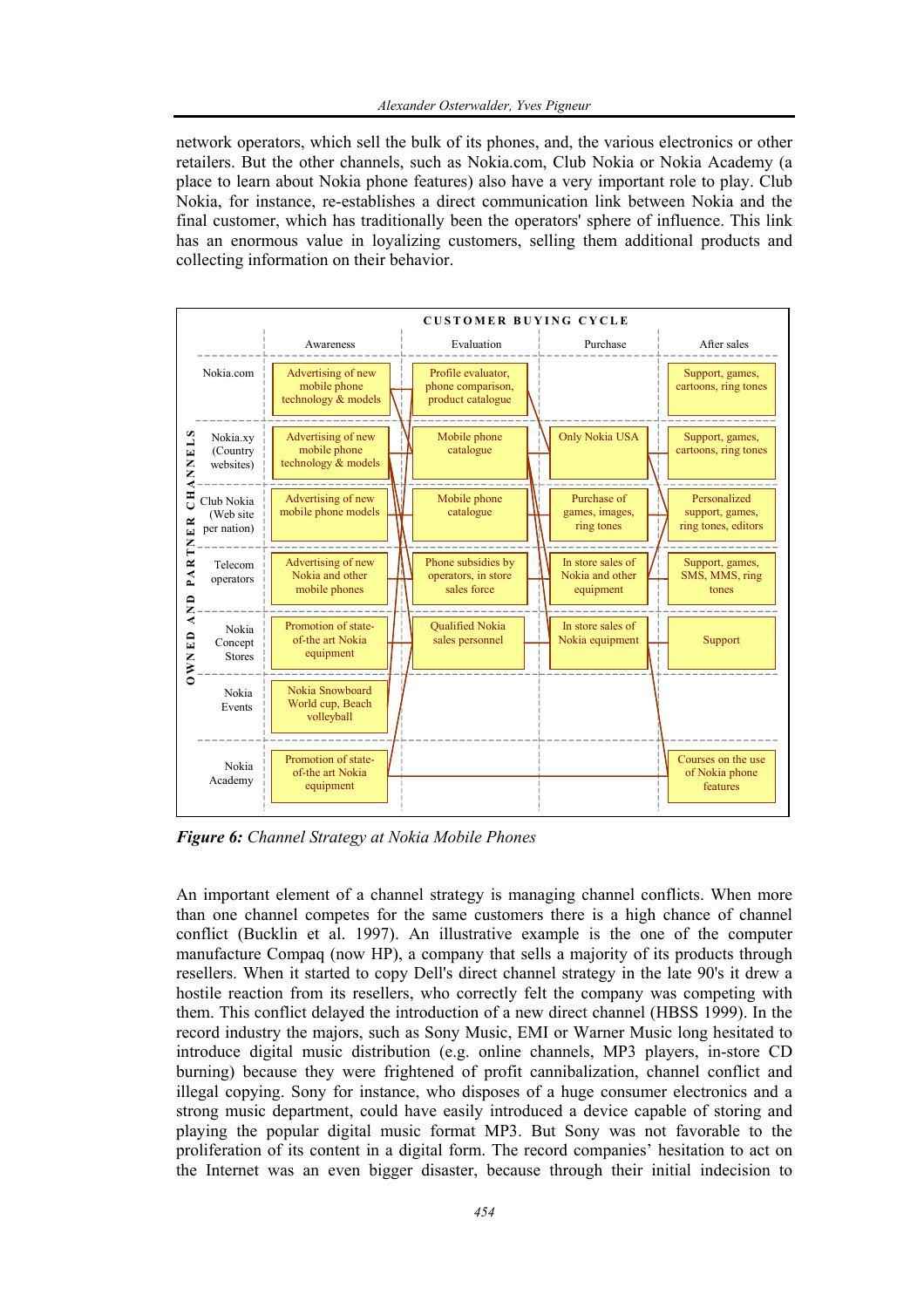network operators, which sell the bulk of its phones, and, the various electronics or other retailers. But the other channels, such as Nokia.com, Club Nokia or Nokia Academy (a place to learn about Nokia phone features) also have a very important role to play. Club Nokia, for instance, re-establishes a direct communication link between Nokia and the final customer, which has traditionally been the operators' sphere of influence. This link has an enormous value in loyalizing customers, selling them additional products and collecting information on their behavior.

| OWNED AND PARTNER CHANNELS | CUSTOMER BUYING CYCLE | | | |
|---|---|---|---|---|
| | Awareness | Evaluation | Purchase | After sales |
| Nokia.com | Advertising of new mobile phone technology & models | Profile evaluator, phone comparison, product catalogue | | Support, games, cartoons, ring tones |
| Nokia.xy (Country websites) | Advertising of new mobile phone technology & models | Mobile phone catalogue | Only Nokia USA | Support, games, cartoons, ring tones |
| Club Nokia (Web site per nation) | Advertising of new mobile phone models | Mobile phone catalogue | Purchase of games, images, ring tones | Personalized support, games, ring tones, editors |
| Telecom operators | Advertising of new Nokia and other mobile phones | Phone subsidies by operators, in store sales force | In store sales of Nokia and other equipment | Support, games, SMS, MMS, ring tones |
| Nokia Concept Stores | Promotion of state-of-the art Nokia equipment | Qualified Nokia sales personnel | In store sales of Nokia equipment | Support |
| Nokia Events | Nokia Snowboard World cup, Beach volleyball | | | |
| Nokia Academy | Promotion of state-of-the art Nokia equipment | | | Courses on the use of Nokia phone features |

***Figure 6:*** *Channel Strategy at Nokia Mobile Phones*

An important element of a channel strategy is managing channel conflicts. When more than one channel competes for the same customers there is a high chance of channel conflict (Bucklin et al. 1997). An illustrative example is the one of the computer manufacture Compaq (now HP), a company that sells a majority of its products through resellers. When it started to copy Dell's direct channel strategy in the late 90's it drew a hostile reaction from its resellers, who correctly felt the company was competing with them. This conflict delayed the introduction of a new direct channel (HBSS 1999). In the record industry the majors, such as Sony Music, EMI or Warner Music long hesitated to introduce digital music distribution (e.g. online channels, MP3 players, in-store CD burning) because they were frightened of profit cannibalization, channel conflict and illegal copying. Sony for instance, who disposes of a huge consumer electronics and a strong music department, could have easily introduced a device capable of storing and playing the popular digital music format MP3. But Sony was not favorable to the proliferation of its content in a digital form. The record companies' hesitation to act on the Internet was an even bigger disaster, because through their initial indecision to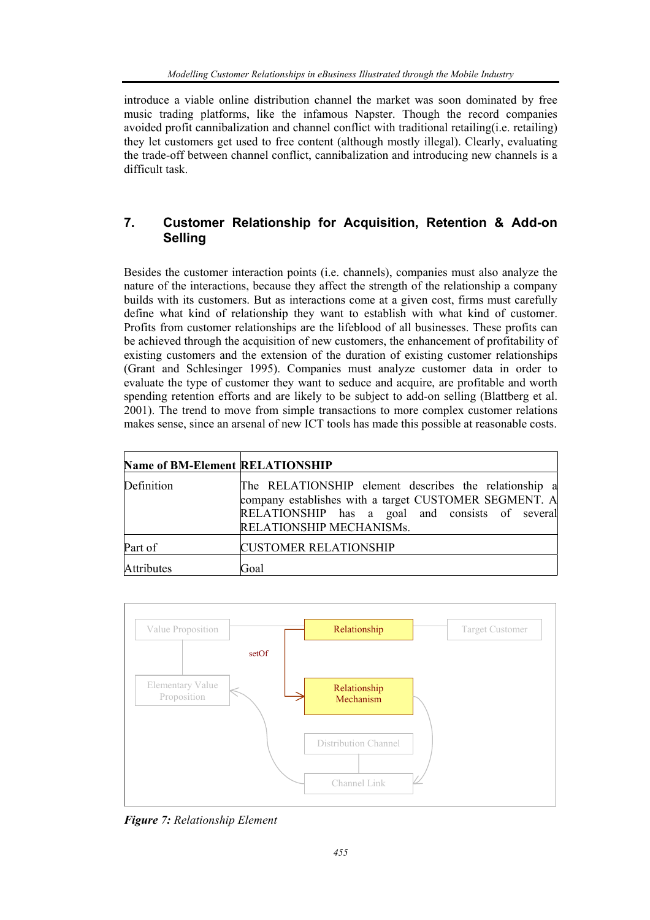introduce a viable online distribution channel the market was soon dominated by free music trading platforms, like the infamous Napster. Though the record companies avoided profit cannibalization and channel conflict with traditional retailing(i.e. retailing) they let customers get used to free content (although mostly illegal). Clearly, evaluating the trade-off between channel conflict, cannibalization and introducing new channels is a difficult task.

## 7. Customer Relationship for Acquisition, Retention & Add-on Selling

Besides the customer interaction points (i.e. channels), companies must also analyze the nature of the interactions, because they affect the strength of the relationship a company builds with its customers. But as interactions come at a given cost, firms must carefully define what kind of relationship they want to establish with what kind of customer. Profits from customer relationships are the lifeblood of all businesses. These profits can be achieved through the acquisition of new customers, the enhancement of profitability of existing customers and the extension of the duration of existing customer relationships (Grant and Schlesinger 1995). Companies must analyze customer data in order to evaluate the type of customer they want to seduce and acquire, are profitable and worth spending retention efforts and are likely to be subject to add-on selling (Blattberg et al. 2001). The trend to move from simple transactions to more complex customer relations makes sense, since an arsenal of new ICT tools has made this possible at reasonable costs.

| **Name of BM-Element** | **RELATIONSHIP** |
|---|---|
| Definition | The RELATIONSHIP element describes the relationship a company establishes with a target CUSTOMER SEGMENT. A RELATIONSHIP has a goal and consists of several RELATIONSHIP MECHANISMs. |
| Part of | CUSTOMER RELATIONSHIP |
| Attributes | Goal |

*Figure 7: Relationship Element*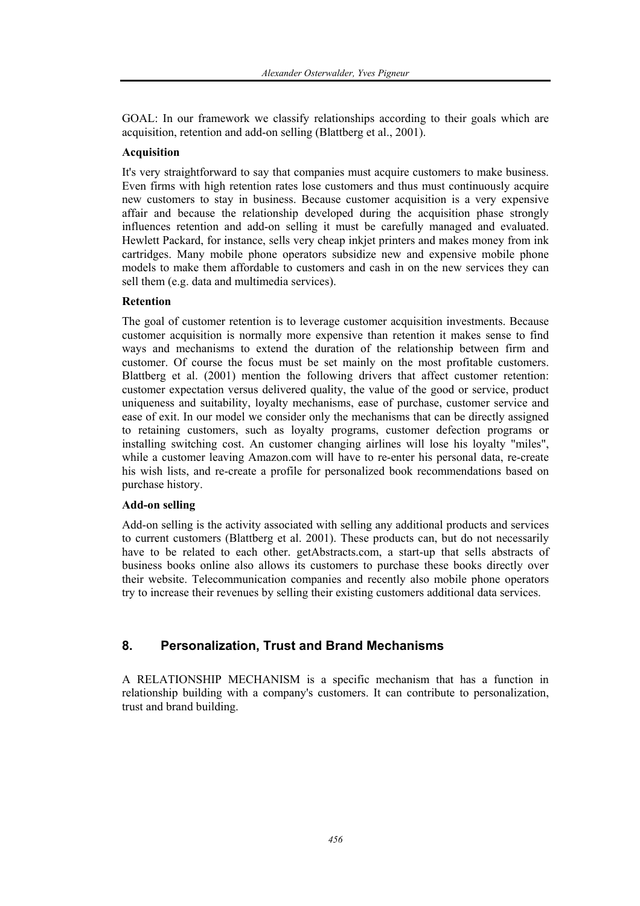GOAL: In our framework we classify relationships according to their goals which are acquisition, retention and add-on selling (Blattberg et al., 2001).

**Acquisition**

It's very straightforward to say that companies must acquire customers to make business. Even firms with high retention rates lose customers and thus must continuously acquire new customers to stay in business. Because customer acquisition is a very expensive affair and because the relationship developed during the acquisition phase strongly influences retention and add-on selling it must be carefully managed and evaluated. Hewlett Packard, for instance, sells very cheap inkjet printers and makes money from ink cartridges. Many mobile phone operators subsidize new and expensive mobile phone models to make them affordable to customers and cash in on the new services they can sell them (e.g. data and multimedia services).

**Retention**

The goal of customer retention is to leverage customer acquisition investments. Because customer acquisition is normally more expensive than retention it makes sense to find ways and mechanisms to extend the duration of the relationship between firm and customer. Of course the focus must be set mainly on the most profitable customers. Blattberg et al. (2001) mention the following drivers that affect customer retention: customer expectation versus delivered quality, the value of the good or service, product uniqueness and suitability, loyalty mechanisms, ease of purchase, customer service and ease of exit. In our model we consider only the mechanisms that can be directly assigned to retaining customers, such as loyalty programs, customer defection programs or installing switching cost. An customer changing airlines will lose his loyalty "miles", while a customer leaving Amazon.com will have to re-enter his personal data, re-create his wish lists, and re-create a profile for personalized book recommendations based on purchase history.

**Add-on selling**

Add-on selling is the activity associated with selling any additional products and services to current customers (Blattberg et al. 2001). These products can, but do not necessarily have to be related to each other. getAbstracts.com, a start-up that sells abstracts of business books online also allows its customers to purchase these books directly over their website. Telecommunication companies and recently also mobile phone operators try to increase their revenues by selling their existing customers additional data services.

## 8. Personalization, Trust and Brand Mechanisms

A RELATIONSHIP MECHANISM is a specific mechanism that has a function in relationship building with a company's customers. It can contribute to personalization, trust and brand building.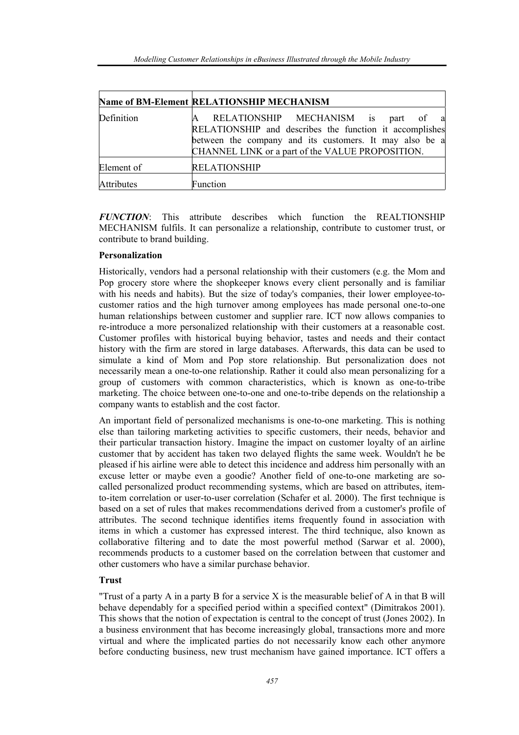| Name of BM-Element | RELATIONSHIP MECHANISM |
|---|---|
| Definition | A RELATIONSHIP MECHANISM is part of a RELATIONSHIP and describes the function it accomplishes between the company and its customers. It may also be a CHANNEL LINK or a part of the VALUE PROPOSITION. |
| Element of | RELATIONSHIP |
| Attributes | Function |

***FUNCTION***: This attribute describes which function the REALTIONSHIP MECHANISM fulfils. It can personalize a relationship, contribute to customer trust, or contribute to brand building.

**Personalization**

Historically, vendors had a personal relationship with their customers (e.g. the Mom and Pop grocery store where the shopkeeper knows every client personally and is familiar with his needs and habits). But the size of today's companies, their lower employee-to-customer ratios and the high turnover among employees has made personal one-to-one human relationships between customer and supplier rare. ICT now allows companies to re-introduce a more personalized relationship with their customers at a reasonable cost. Customer profiles with historical buying behavior, tastes and needs and their contact history with the firm are stored in large databases. Afterwards, this data can be used to simulate a kind of Mom and Pop store relationship. But personalization does not necessarily mean a one-to-one relationship. Rather it could also mean personalizing for a group of customers with common characteristics, which is known as one-to-tribe marketing. The choice between one-to-one and one-to-tribe depends on the relationship a company wants to establish and the cost factor.

An important field of personalized mechanisms is one-to-one marketing. This is nothing else than tailoring marketing activities to specific customers, their needs, behavior and their particular transaction history. Imagine the impact on customer loyalty of an airline customer that by accident has taken two delayed flights the same week. Wouldn't he be pleased if his airline were able to detect this incidence and address him personally with an excuse letter or maybe even a goodie? Another field of one-to-one marketing are so-called personalized product recommending systems, which are based on attributes, item-to-item correlation or user-to-user correlation (Schafer et al. 2000). The first technique is based on a set of rules that makes recommendations derived from a customer's profile of attributes. The second technique identifies items frequently found in association with items in which a customer has expressed interest. The third technique, also known as collaborative filtering and to date the most powerful method (Sarwar et al. 2000), recommends products to a customer based on the correlation between that customer and other customers who have a similar purchase behavior.

**Trust**

"Trust of a party A in a party B for a service X is the measurable belief of A in that B will behave dependably for a specified period within a specified context" (Dimitrakos 2001). This shows that the notion of expectation is central to the concept of trust (Jones 2002). In a business environment that has become increasingly global, transactions more and more virtual and where the implicated parties do not necessarily know each other anymore before conducting business, new trust mechanism have gained importance. ICT offers a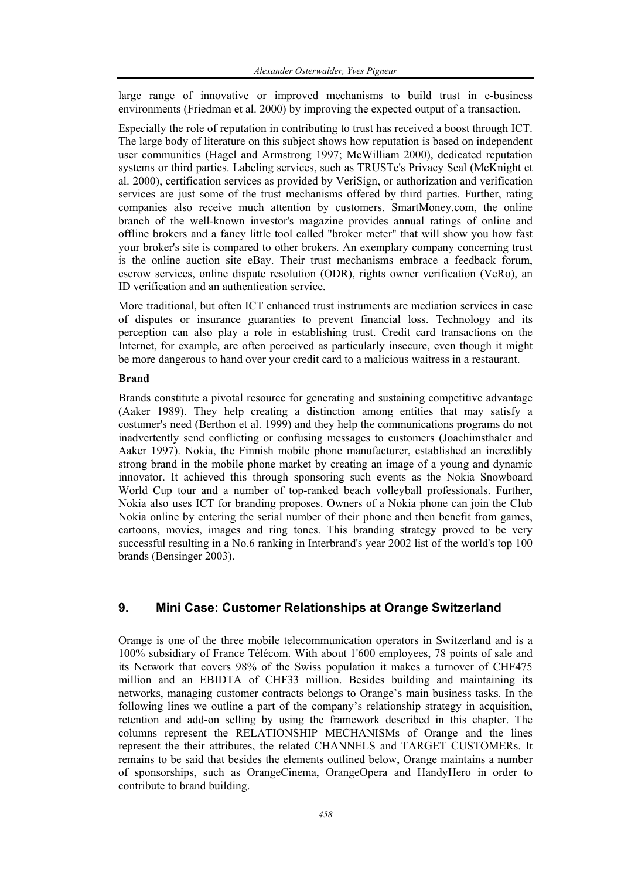large range of innovative or improved mechanisms to build trust in e-business environments (Friedman et al. 2000) by improving the expected output of a transaction.

Especially the role of reputation in contributing to trust has received a boost through ICT. The large body of literature on this subject shows how reputation is based on independent user communities (Hagel and Armstrong 1997; McWilliam 2000), dedicated reputation systems or third parties. Labeling services, such as TRUSTe's Privacy Seal (McKnight et al. 2000), certification services as provided by VeriSign, or authorization and verification services are just some of the trust mechanisms offered by third parties. Further, rating companies also receive much attention by customers. SmartMoney.com, the online branch of the well-known investor's magazine provides annual ratings of online and offline brokers and a fancy little tool called "broker meter" that will show you how fast your broker's site is compared to other brokers. An exemplary company concerning trust is the online auction site eBay. Their trust mechanisms embrace a feedback forum, escrow services, online dispute resolution (ODR), rights owner verification (VeRo), an ID verification and an authentication service.

More traditional, but often ICT enhanced trust instruments are mediation services in case of disputes or insurance guaranties to prevent financial loss. Technology and its perception can also play a role in establishing trust. Credit card transactions on the Internet, for example, are often perceived as particularly insecure, even though it might be more dangerous to hand over your credit card to a malicious waitress in a restaurant.

**Brand**

Brands constitute a pivotal resource for generating and sustaining competitive advantage (Aaker 1989). They help creating a distinction among entities that may satisfy a costumer's need (Berthon et al. 1999) and they help the communications programs do not inadvertently send conflicting or confusing messages to customers (Joachimsthaler and Aaker 1997). Nokia, the Finnish mobile phone manufacturer, established an incredibly strong brand in the mobile phone market by creating an image of a young and dynamic innovator. It achieved this through sponsoring such events as the Nokia Snowboard World Cup tour and a number of top-ranked beach volleyball professionals. Further, Nokia also uses ICT for branding proposes. Owners of a Nokia phone can join the Club Nokia online by entering the serial number of their phone and then benefit from games, cartoons, movies, images and ring tones. This branding strategy proved to be very successful resulting in a No.6 ranking in Interbrand's year 2002 list of the world's top 100 brands (Bensinger 2003).

## 9. Mini Case: Customer Relationships at Orange Switzerland

Orange is one of the three mobile telecommunication operators in Switzerland and is a 100% subsidiary of France Télécom. With about 1'600 employees, 78 points of sale and its Network that covers 98% of the Swiss population it makes a turnover of CHF475 million and an EBIDTA of CHF33 million. Besides building and maintaining its networks, managing customer contracts belongs to Orange's main business tasks. In the following lines we outline a part of the company's relationship strategy in acquisition, retention and add-on selling by using the framework described in this chapter. The columns represent the RELATIONSHIP MECHANISMs of Orange and the lines represent the their attributes, the related CHANNELS and TARGET CUSTOMERs. It remains to be said that besides the elements outlined below, Orange maintains a number of sponsorships, such as OrangeCinema, OrangeOpera and HandyHero in order to contribute to brand building.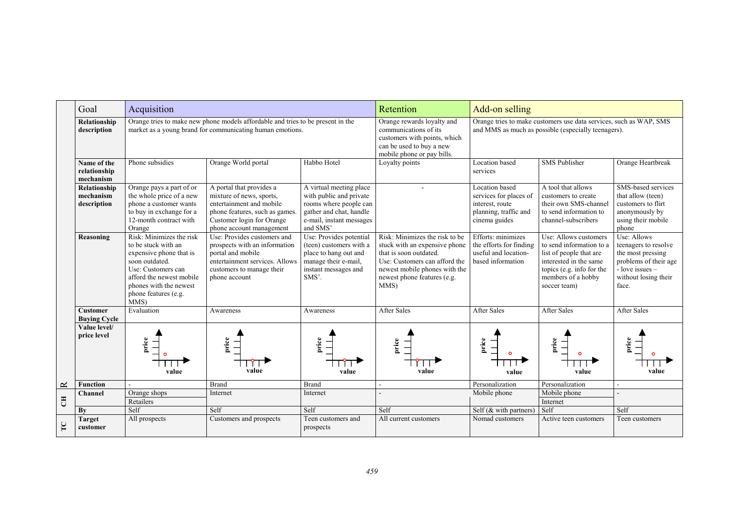| | Goal | Acquisition | | | Retention | Add-on selling | | |
|---|---|---|---|---|---|---|---|---|
| | **Relationship description** | Orange tries to make new phone models affordable and tries to be present in the market as a young brand for communicating human emotions. | | | Orange rewards loyalty and communications of its customers with points, which can be used to buy a new mobile phone or pay bills. | Orange tries to make customers use data services, such as WAP, SMS and MMS as much as possible (especially teenagers). | | |
| | **Name of the relationship mechanism** | Phone subsidies | Orange World portal | Habbo Hotel | Loyalty points | Location based services | SMS Publisher | Orange Heartbreak |
| | **Relationship mechanism description** | Orange pays a part of or the whole price of a new phone a customer wants to buy in exchange for a 12-month contract with Orange | A portal that provides a mixture of news, sports, entertainment and mobile phone features, such as games. Customer login for Orange phone account management | A virtual meeting place with public and private rooms where people can gather and chat, handle e-mail, instant messages and SMS' | - | Location based services for places of interest, route planning, traffic and cinema guides | A tool that allows customers to create their own SMS-channel to send information to channel-subscribers | SMS-based services that allow (teen) customers to flirt anonymously by using their mobile phone |
| | **Reasoning** | Risk: Minimizes the risk to be stuck with an expensive phone that is soon outdated. Use: Customers can afford the newest mobile phones with the newest phone features (e.g. MMS) | Use: Provides customers and prospects with an information portal and mobile entertainment services. Allows customers to manage their phone account | Use: Provides potential (teen) customers with a place to hang out and manage their e-mail, instant messages and SMS'. | Risk: Minimizes the risk to be stuck with an expensive phone that is soon outdated. Use: Customers can afford the newest mobile phones with the newest phone features (e.g. MMS) | Efforts: minimizes the efforts for finding useful and location-based information | Use: Allows customers to send information to a list of people that are interested in the same topics (e.g. info for the members of a hobby soccer team) | Use: Allows teenagers to resolve the most pressing problems of their age - love issues – without losing their face. |
| | **Customer Buying Cycle** | Evaluation | Awareness | Awareness | After Sales | After Sales | After Sales | After Sales |
| | **Value level/ price level** | | | | | | | |
| R | **Function** | - | Brand | Brand | - | Personalization | Personalization | - |
| CH | **Channel** | Orange shops; Retailers | Internet | Internet | - | Mobile phone | Mobile phone; Internet | - |
| | **By** | Self | Self | Self | Self | Self (& with partners) | Self | Self |
| TC | **Target customer** | All prospects | Customers and prospects | Teen customers and prospects | All current customers | Nomad customers | Active teen customers | Teen customers |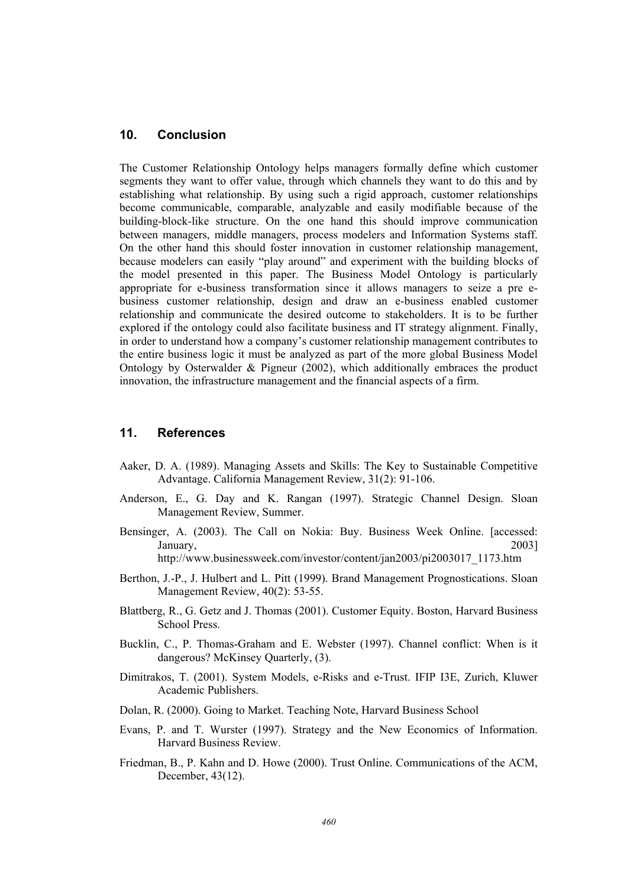## 10. Conclusion

The Customer Relationship Ontology helps managers formally define which customer segments they want to offer value, through which channels they want to do this and by establishing what relationship. By using such a rigid approach, customer relationships become communicable, comparable, analyzable and easily modifiable because of the building-block-like structure. On the one hand this should improve communication between managers, middle managers, process modelers and Information Systems staff. On the other hand this should foster innovation in customer relationship management, because modelers can easily "play around" and experiment with the building blocks of the model presented in this paper. The Business Model Ontology is particularly appropriate for e-business transformation since it allows managers to seize a pre e-business customer relationship, design and draw an e-business enabled customer relationship and communicate the desired outcome to stakeholders. It is to be further explored if the ontology could also facilitate business and IT strategy alignment. Finally, in order to understand how a company's customer relationship management contributes to the entire business logic it must be analyzed as part of the more global Business Model Ontology by Osterwalder & Pigneur (2002), which additionally embraces the product innovation, the infrastructure management and the financial aspects of a firm.

## 11. References

Aaker, D. A. (1989). Managing Assets and Skills: The Key to Sustainable Competitive Advantage. California Management Review, 31(2): 91-106.

Anderson, E., G. Day and K. Rangan (1997). Strategic Channel Design. Sloan Management Review, Summer.

Bensinger, A. (2003). The Call on Nokia: Buy. Business Week Online. [accessed: January, 2003] http://www.businessweek.com/investor/content/jan2003/pi2003017_1173.htm

Berthon, J.-P., J. Hulbert and L. Pitt (1999). Brand Management Prognostications. Sloan Management Review, 40(2): 53-55.

Blattberg, R., G. Getz and J. Thomas (2001). Customer Equity. Boston, Harvard Business School Press.

Bucklin, C., P. Thomas-Graham and E. Webster (1997). Channel conflict: When is it dangerous? McKinsey Quarterly, (3).

Dimitrakos, T. (2001). System Models, e-Risks and e-Trust. IFIP I3E, Zurich, Kluwer Academic Publishers.

Dolan, R. (2000). Going to Market. Teaching Note, Harvard Business School

Evans, P. and T. Wurster (1997). Strategy and the New Economics of Information. Harvard Business Review.

Friedman, B., P. Kahn and D. Howe (2000). Trust Online. Communications of the ACM, December, 43(12).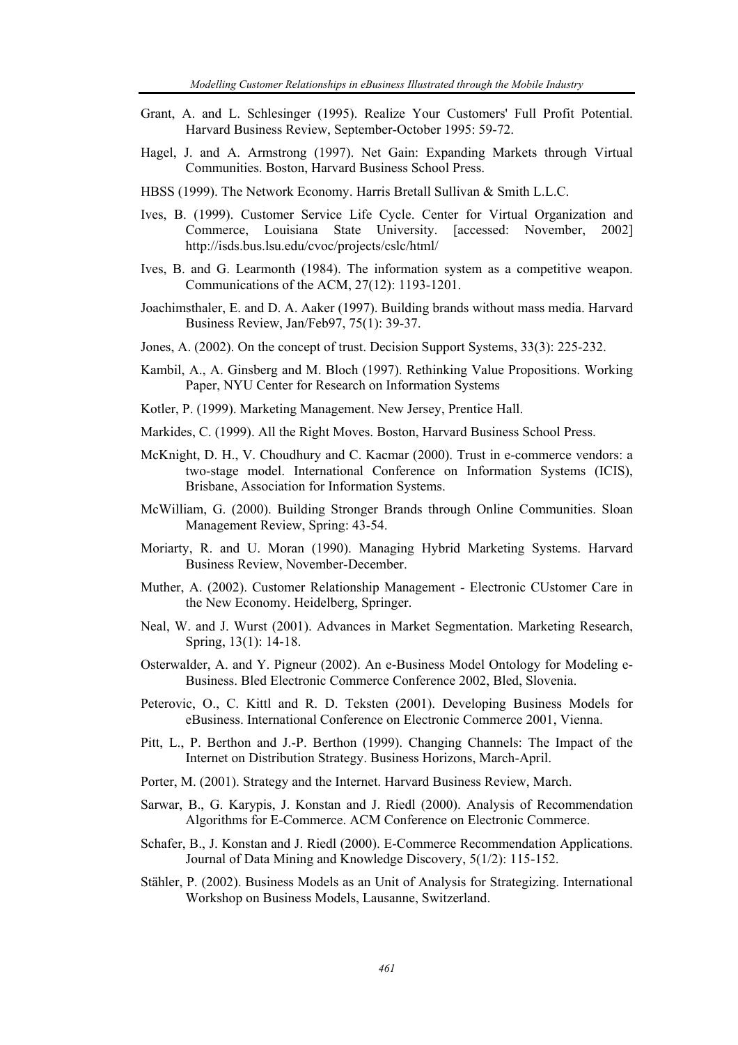Grant, A. and L. Schlesinger (1995). Realize Your Customers' Full Profit Potential. Harvard Business Review, September-October 1995: 59-72.

Hagel, J. and A. Armstrong (1997). Net Gain: Expanding Markets through Virtual Communities. Boston, Harvard Business School Press.

HBSS (1999). The Network Economy. Harris Bretall Sullivan & Smith L.L.C.

Ives, B. (1999). Customer Service Life Cycle. Center for Virtual Organization and Commerce, Louisiana State University. [accessed: November, 2002] http://isds.bus.lsu.edu/cvoc/projects/cslc/html/

Ives, B. and G. Learmonth (1984). The information system as a competitive weapon. Communications of the ACM, 27(12): 1193-1201.

Joachimsthaler, E. and D. A. Aaker (1997). Building brands without mass media. Harvard Business Review, Jan/Feb97, 75(1): 39-37.

Jones, A. (2002). On the concept of trust. Decision Support Systems, 33(3): 225-232.

Kambil, A., A. Ginsberg and M. Bloch (1997). Rethinking Value Propositions. Working Paper, NYU Center for Research on Information Systems

Kotler, P. (1999). Marketing Management. New Jersey, Prentice Hall.

Markides, C. (1999). All the Right Moves. Boston, Harvard Business School Press.

McKnight, D. H., V. Choudhury and C. Kacmar (2000). Trust in e-commerce vendors: a two-stage model. International Conference on Information Systems (ICIS), Brisbane, Association for Information Systems.

McWilliam, G. (2000). Building Stronger Brands through Online Communities. Sloan Management Review, Spring: 43-54.

Moriarty, R. and U. Moran (1990). Managing Hybrid Marketing Systems. Harvard Business Review, November-December.

Muther, A. (2002). Customer Relationship Management - Electronic CUstomer Care in the New Economy. Heidelberg, Springer.

Neal, W. and J. Wurst (2001). Advances in Market Segmentation. Marketing Research, Spring, 13(1): 14-18.

Osterwalder, A. and Y. Pigneur (2002). An e-Business Model Ontology for Modeling e-Business. Bled Electronic Commerce Conference 2002, Bled, Slovenia.

Peterovic, O., C. Kittl and R. D. Teksten (2001). Developing Business Models for eBusiness. International Conference on Electronic Commerce 2001, Vienna.

Pitt, L., P. Berthon and J.-P. Berthon (1999). Changing Channels: The Impact of the Internet on Distribution Strategy. Business Horizons, March-April.

Porter, M. (2001). Strategy and the Internet. Harvard Business Review, March.

Sarwar, B., G. Karypis, J. Konstan and J. Riedl (2000). Analysis of Recommendation Algorithms for E-Commerce. ACM Conference on Electronic Commerce.

Schafer, B., J. Konstan and J. Riedl (2000). E-Commerce Recommendation Applications. Journal of Data Mining and Knowledge Discovery, 5(1/2): 115-152.

Stähler, P. (2002). Business Models as an Unit of Analysis for Strategizing. International Workshop on Business Models, Lausanne, Switzerland.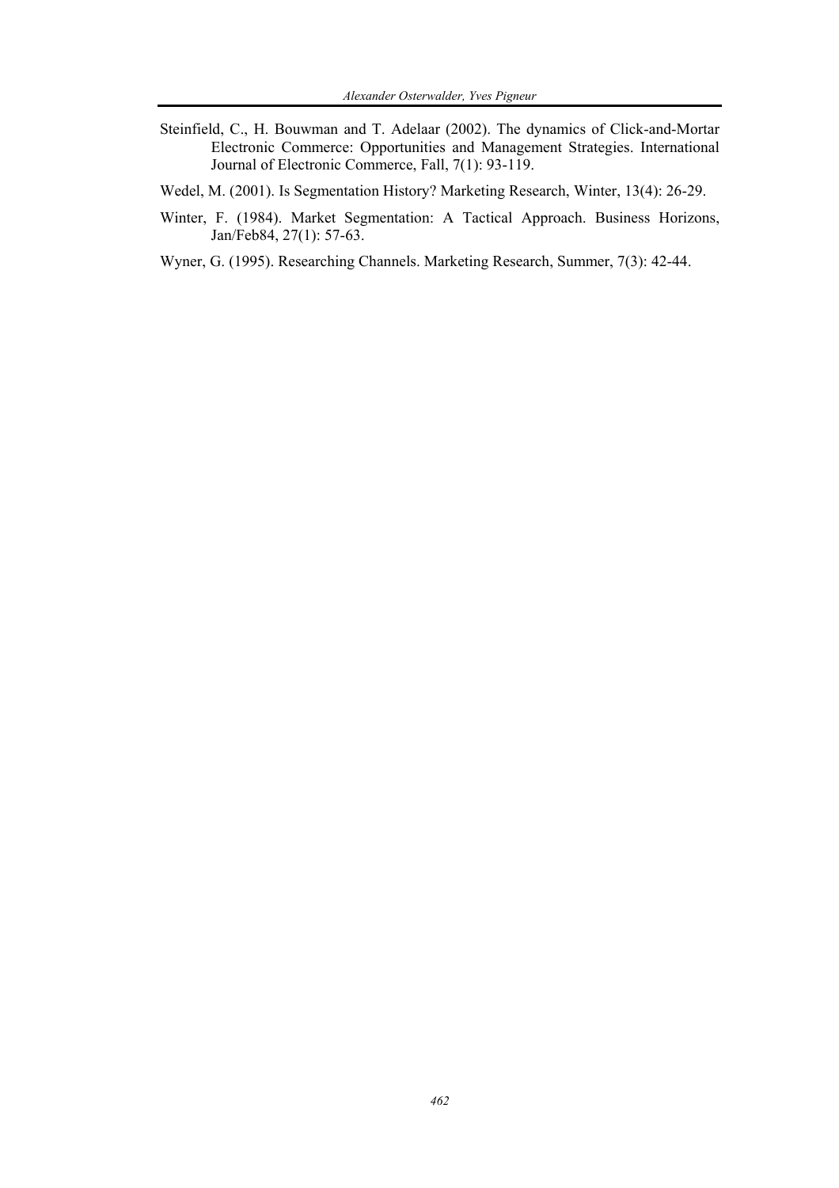Steinfield, C., H. Bouwman and T. Adelaar (2002). The dynamics of Click-and-Mortar Electronic Commerce: Opportunities and Management Strategies. International Journal of Electronic Commerce, Fall, 7(1): 93-119.

Wedel, M. (2001). Is Segmentation History? Marketing Research, Winter, 13(4): 26-29.

Winter, F. (1984). Market Segmentation: A Tactical Approach. Business Horizons, Jan/Feb84, 27(1): 57-63.

Wyner, G. (1995). Researching Channels. Marketing Research, Summer, 7(3): 42-44.